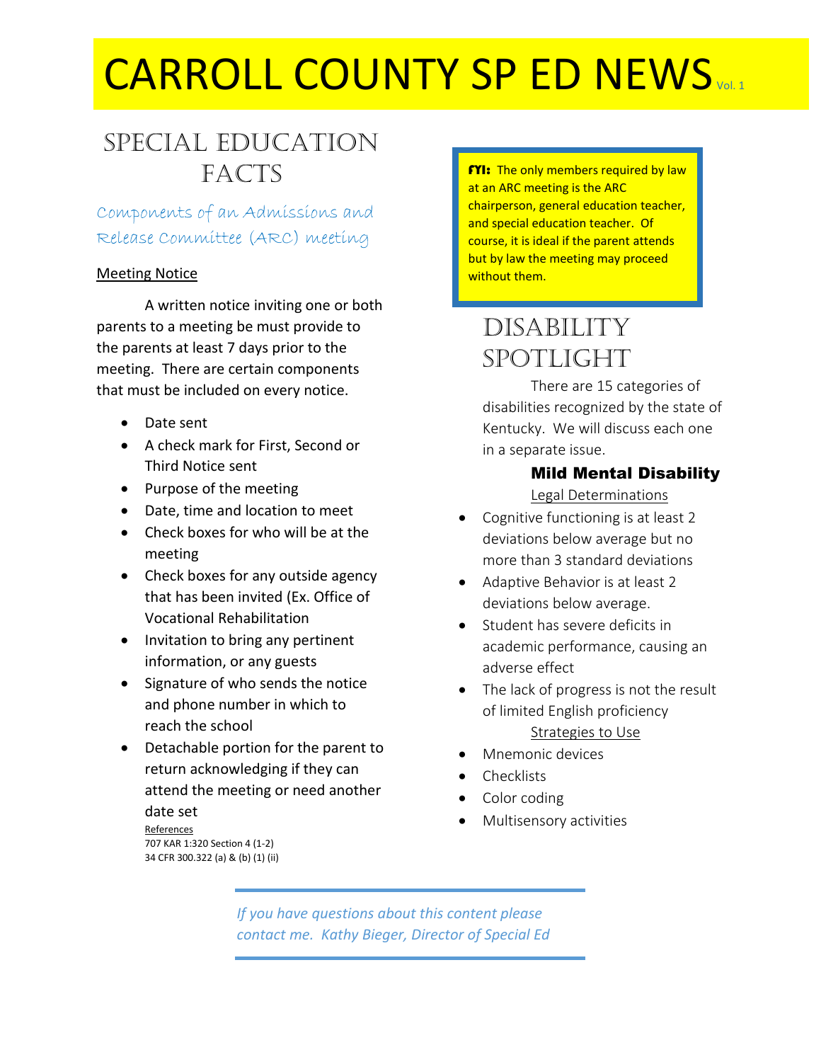# CARROLL COUNTY SP ED NEWS Vol. 1

## Special Education Facts

### Components of an Admissions and Release Committee (ARC) meeting

Meeting Notice

A written notice inviting one or both parents to a meeting be must provide to the parents at least 7 days prior to the meeting. There are certain components that must be included on every notice.

- Date sent
- A check mark for First, Second or Third Notice sent
- Purpose of the meeting
- Date, time and location to meet
- Check boxes for who will be at the meeting
- Check boxes for any outside agency that has been invited (Ex. Office of Vocational Rehabilitation
- Invitation to bring any pertinent information, or any guests
- Signature of who sends the notice and phone number in which to reach the school
- Detachable portion for the parent to return acknowledging if they can attend the meeting or need another date set

References
707 KAR 1:320 Section 4 (1-2)
34 CFR 300.322 (a) & (b) (1) (ii)

**FYI:** The only members required by law at an ARC meeting is the ARC chairperson, general education teacher, and special education teacher. Of course, it is ideal if the parent attends but by law the meeting may proceed without them.

## Disability Spotlight

There are 15 categories of disabilities recognized by the state of Kentucky. We will discuss each one in a separate issue.

### Mild Mental Disability

Legal Determinations

- Cognitive functioning is at least 2 deviations below average but no more than 3 standard deviations
- Adaptive Behavior is at least 2 deviations below average.
- Student has severe deficits in academic performance, causing an adverse effect
- The lack of progress is not the result of limited English proficiency

Strategies to Use

- Mnemonic devices
- Checklists
- Color coding
- Multisensory activities

*If you have questions about this content please contact me. Kathy Bieger, Director of Special Ed*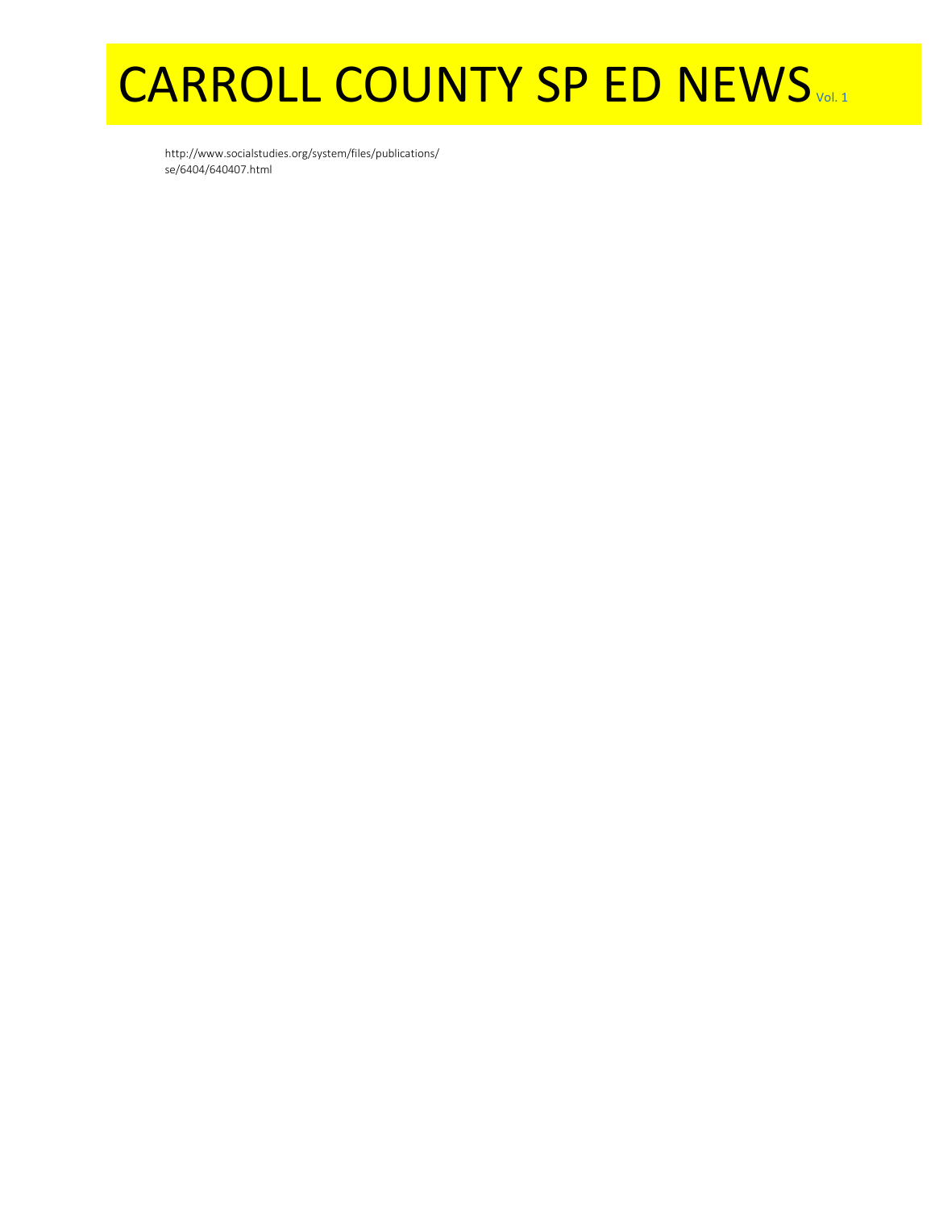# CARROLL COUNTY SP ED NEWS Vol. 1

http://www.socialstudies.org/system/files/publications/se/6404/640407.html